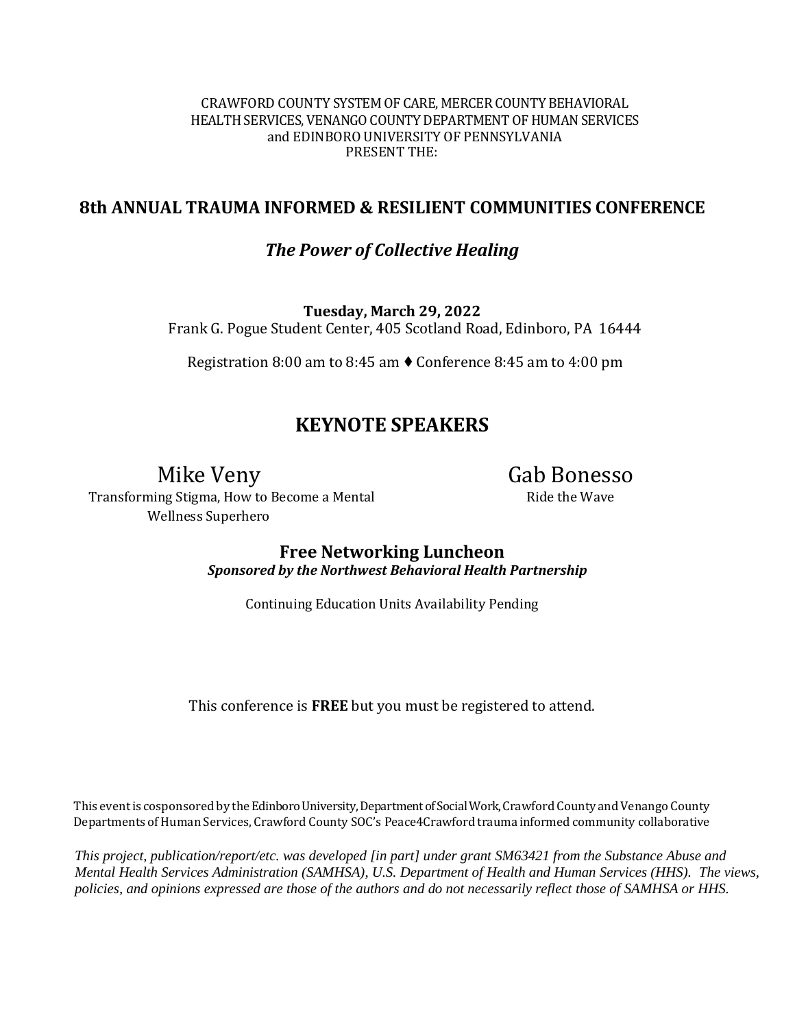CRAWFORD COUNTY SYSTEM OF CARE, MERCER COUNTY BEHAVIORAL HEALTH SERVICES, VENANGO COUNTY DEPARTMENT OF HUMAN SERVICES and EDINBORO UNIVERSITY OF PENNSYLVANIA PRESENT THE:

# 8th ANNUAL TRAUMA INFORMED & RESILIENT COMMUNITIES CONFERENCE

## *The Power of Collective Healing*

**Tuesday, March 29, 2022**

Frank G. Pogue Student Center, 405 Scotland Road, Edinboro, PA 16444

Registration 8:00 am to 8:45 am ♦ Conference 8:45 am to 4:00 pm

## KEYNOTE SPEAKERS

### Mike Veny

Transforming Stigma, How to Become a Mental Wellness Superhero

### Gab Bonesso

Ride the Wave

**Free Networking Luncheon**

***Sponsored by the Northwest Behavioral Health Partnership***

Continuing Education Units Availability Pending

This conference is **FREE** but you must be registered to attend.

This event is cosponsored by the Edinboro University, Department of Social Work, Crawford County and Venango County Departments of Human Services, Crawford County SOC's Peace4Crawford trauma informed community collaborative

*This project, publication/report/etc. was developed [in part] under grant SM63421 from the Substance Abuse and Mental Health Services Administration (SAMHSA), U.S. Department of Health and Human Services (HHS). The views, policies, and opinions expressed are those of the authors and do not necessarily reflect those of SAMHSA or HHS.*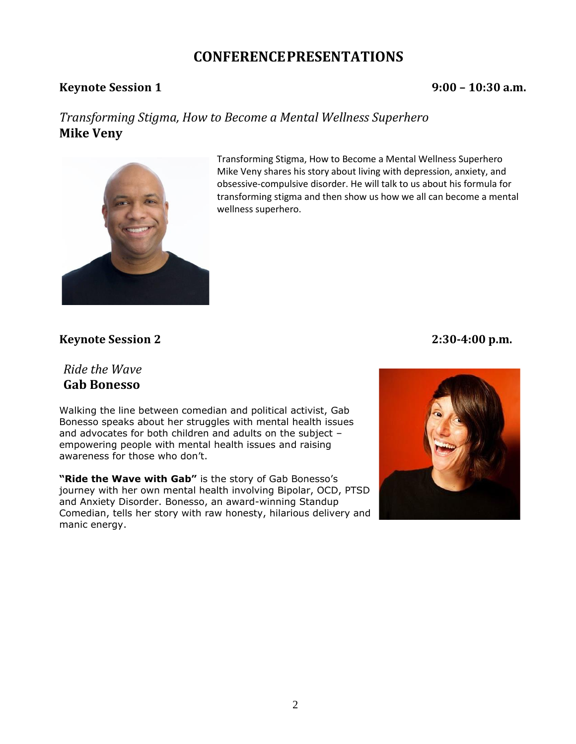# CONFERENCEPRESENTATIONS

## Keynote Session 1 — 9:00 – 10:30 a.m.

*Transforming Stigma, How to Become a Mental Wellness Superhero*
**Mike Veny**

Transforming Stigma, How to Become a Mental Wellness Superhero Mike Veny shares his story about living with depression, anxiety, and obsessive-compulsive disorder. He will talk to us about his formula for transforming stigma and then show us how we all can become a mental wellness superhero.

## Keynote Session 2 — 2:30-4:00 p.m.

*Ride the Wave*
**Gab Bonesso**

Walking the line between comedian and political activist, Gab Bonesso speaks about her struggles with mental health issues and advocates for both children and adults on the subject – empowering people with mental health issues and raising awareness for those who don't.

**"Ride the Wave with Gab"** is the story of Gab Bonesso's journey with her own mental health involving Bipolar, OCD, PTSD and Anxiety Disorder. Bonesso, an award-winning Standup Comedian, tells her story with raw honesty, hilarious delivery and manic energy.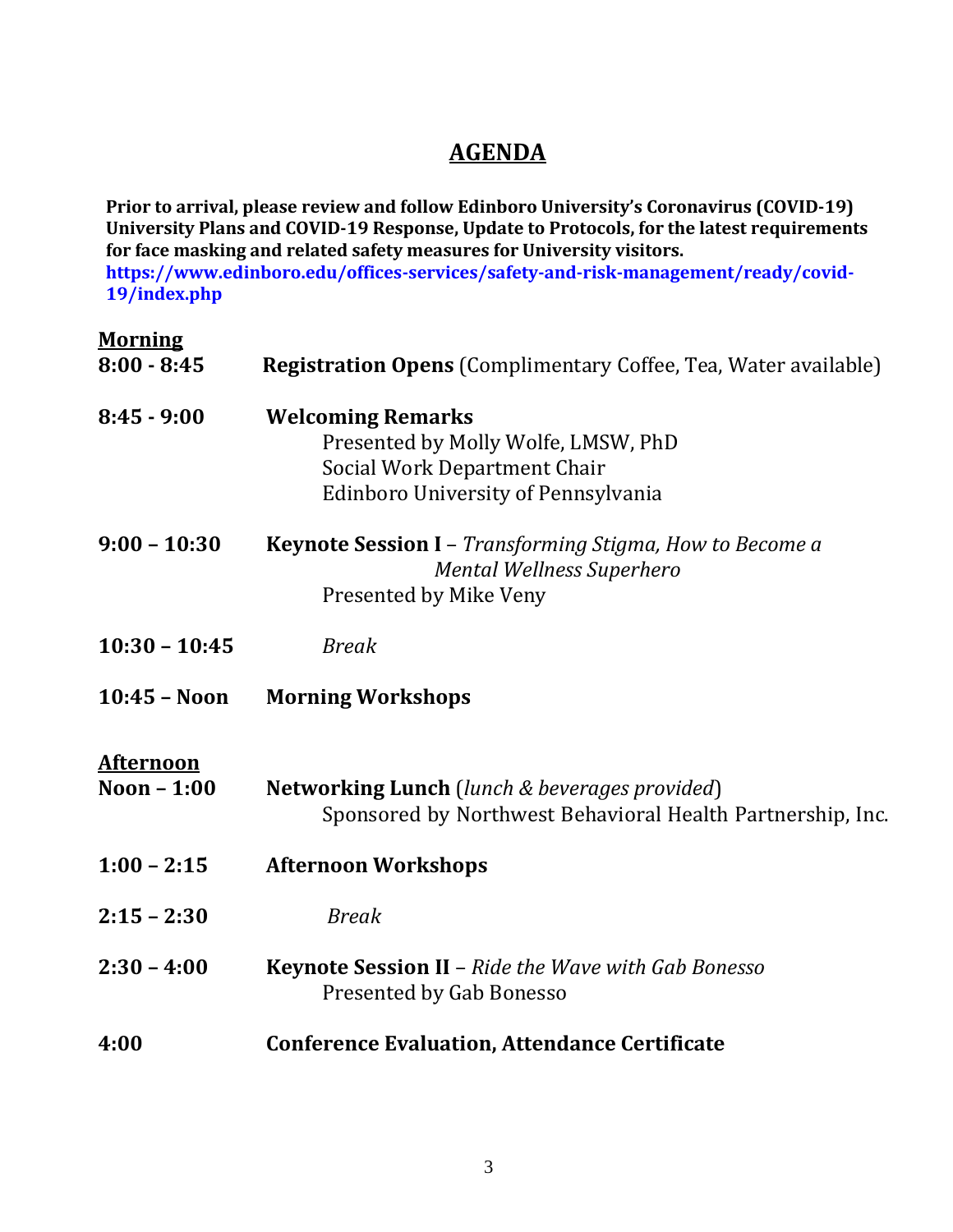## AGENDA

**Prior to arrival, please review and follow Edinboro University's Coronavirus (COVID-19) University Plans and COVID-19 Response, Update to Protocols, for the latest requirements for face masking and related safety measures for University visitors.**
**https://www.edinboro.edu/offices-services/safety-and-risk-management/ready/covid-19/index.php**

### Morning

**8:00 - 8:45** **Registration Opens** (Complimentary Coffee, Tea, Water available)

**8:45 - 9:00** **Welcoming Remarks**
Presented by Molly Wolfe, LMSW, PhD
Social Work Department Chair
Edinboro University of Pennsylvania

**9:00 – 10:30** **Keynote Session I** – *Transforming Stigma, How to Become a Mental Wellness Superhero*
Presented by Mike Veny

**10:30 – 10:45** *Break*

**10:45 – Noon** **Morning Workshops**

### Afternoon

**Noon – 1:00** **Networking Lunch** (*lunch & beverages provided*)
Sponsored by Northwest Behavioral Health Partnership, Inc.

**1:00 – 2:15** **Afternoon Workshops**

**2:15 – 2:30** *Break*

**2:30 – 4:00** **Keynote Session II** – *Ride the Wave with Gab Bonesso*
Presented by Gab Bonesso

**4:00** **Conference Evaluation, Attendance Certificate**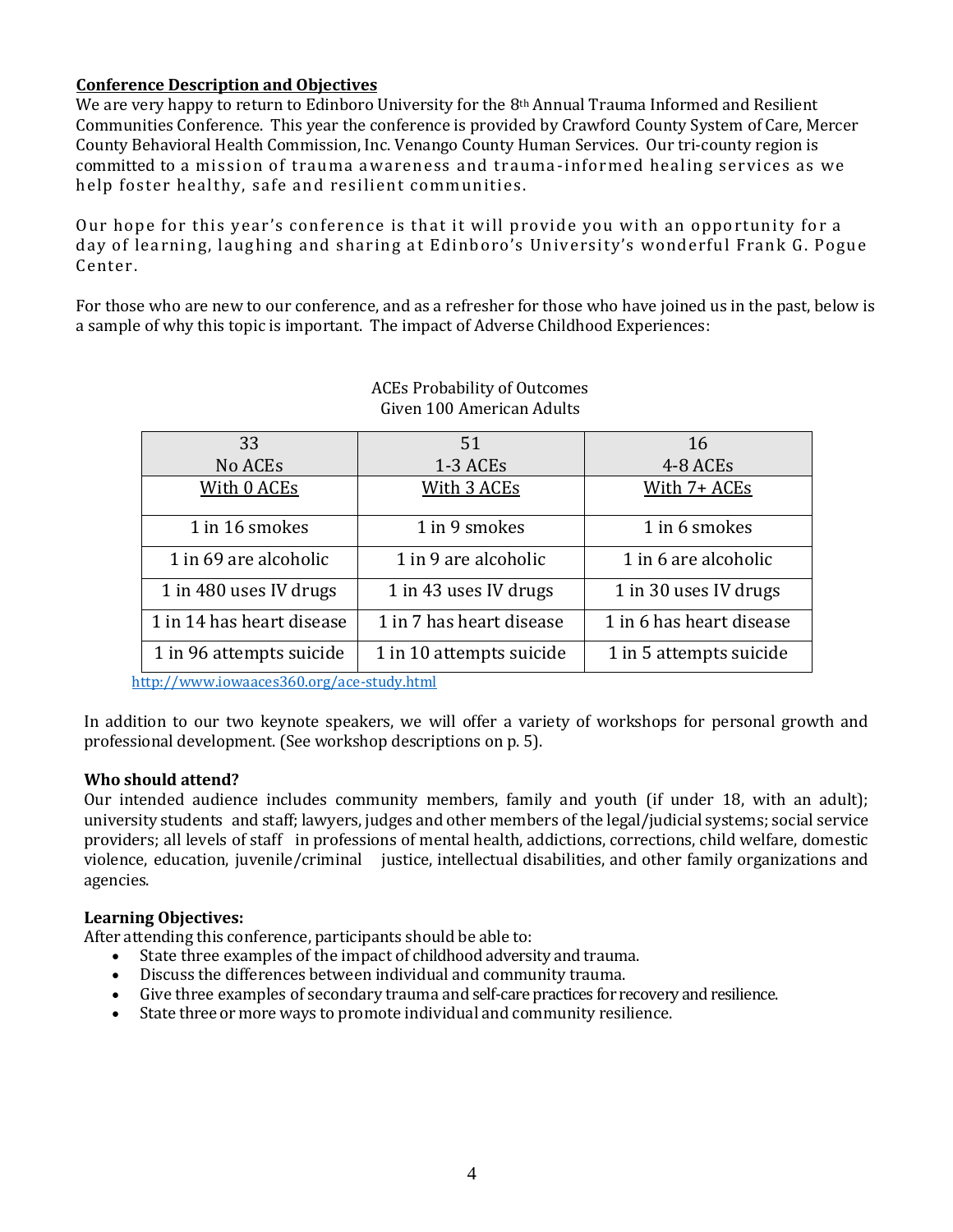## Conference Description and Objectives

We are very happy to return to Edinboro University for the 8th Annual Trauma Informed and Resilient Communities Conference. This year the conference is provided by Crawford County System of Care, Mercer County Behavioral Health Commission, Inc. Venango County Human Services. Our tri-county region is committed to a mission of trauma awareness and trauma-informed healing services as we help foster healthy, safe and resilient communities.

Our hope for this year's conference is that it will provide you with an opportunity for a day of learning, laughing and sharing at Edinboro's University's wonderful Frank G. Pogue Center.

For those who are new to our conference, and as a refresher for those who have joined us in the past, below is a sample of why this topic is important. The impact of Adverse Childhood Experiences:

ACEs Probability of Outcomes
Given 100 American Adults

| 33<br>No ACEs | 51<br>1-3 ACEs | 16<br>4-8 ACEs |
|---|---|---|
| With 0 ACEs | With 3 ACEs | With 7+ ACEs |
| 1 in 16 smokes | 1 in 9 smokes | 1 in 6 smokes |
| 1 in 69 are alcoholic | 1 in 9 are alcoholic | 1 in 6 are alcoholic |
| 1 in 480 uses IV drugs | 1 in 43 uses IV drugs | 1 in 30 uses IV drugs |
| 1 in 14 has heart disease | 1 in 7 has heart disease | 1 in 6 has heart disease |
| 1 in 96 attempts suicide | 1 in 10 attempts suicide | 1 in 5 attempts suicide |

http://www.iowaaces360.org/ace-study.html

In addition to our two keynote speakers, we will offer a variety of workshops for personal growth and professional development. (See workshop descriptions on p. 5).

**Who should attend?**

Our intended audience includes community members, family and youth (if under 18, with an adult); university students and staff; lawyers, judges and other members of the legal/judicial systems; social service providers; all levels of staff in professions of mental health, addictions, corrections, child welfare, domestic violence, education, juvenile/criminal justice, intellectual disabilities, and other family organizations and agencies.

**Learning Objectives:**

After attending this conference, participants should be able to:

- State three examples of the impact of childhood adversity and trauma.
- Discuss the differences between individual and community trauma.
- Give three examples of secondary trauma and self-care practices for recovery and resilience.
- State three or more ways to promote individual and community resilience.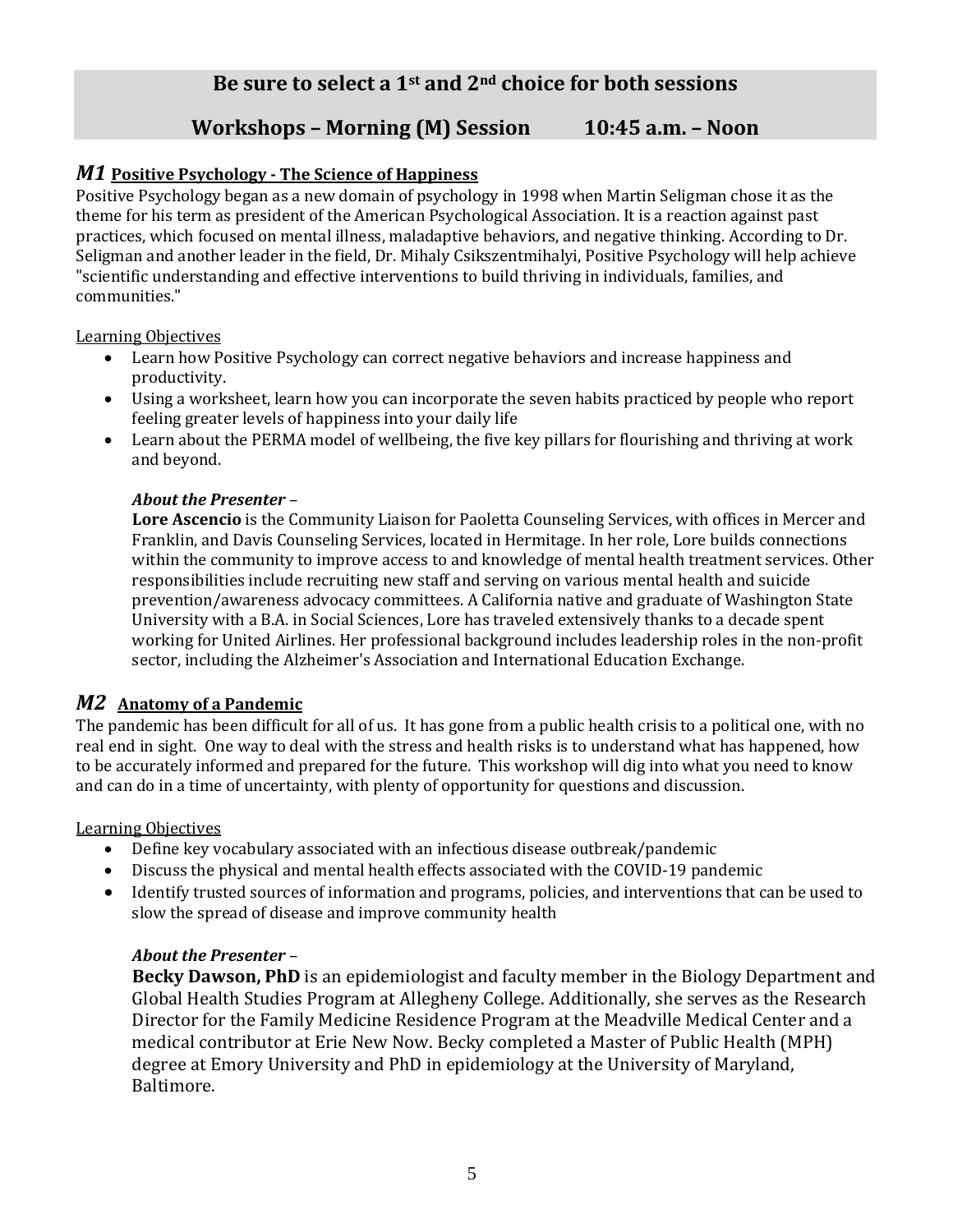## Be sure to select a 1st and 2nd choice for both sessions

## Workshops – Morning (M) Session 10:45 a.m. – Noon

### *M1* Positive Psychology - The Science of Happiness

Positive Psychology began as a new domain of psychology in 1998 when Martin Seligman chose it as the theme for his term as president of the American Psychological Association. It is a reaction against past practices, which focused on mental illness, maladaptive behaviors, and negative thinking. According to Dr. Seligman and another leader in the field, Dr. Mihaly Csikszentmihalyi, Positive Psychology will help achieve "scientific understanding and effective interventions to build thriving in individuals, families, and communities."

Learning Objectives

- Learn how Positive Psychology can correct negative behaviors and increase happiness and productivity.
- Using a worksheet, learn how you can incorporate the seven habits practiced by people who report feeling greater levels of happiness into your daily life
- Learn about the PERMA model of wellbeing, the five key pillars for flourishing and thriving at work and beyond.

***About the Presenter*** –

**Lore Ascencio** is the Community Liaison for Paoletta Counseling Services, with offices in Mercer and Franklin, and Davis Counseling Services, located in Hermitage. In her role, Lore builds connections within the community to improve access to and knowledge of mental health treatment services. Other responsibilities include recruiting new staff and serving on various mental health and suicide prevention/awareness advocacy committees. A California native and graduate of Washington State University with a B.A. in Social Sciences, Lore has traveled extensively thanks to a decade spent working for United Airlines. Her professional background includes leadership roles in the non-profit sector, including the Alzheimer's Association and International Education Exchange.

### *M2* Anatomy of a Pandemic

The pandemic has been difficult for all of us. It has gone from a public health crisis to a political one, with no real end in sight. One way to deal with the stress and health risks is to understand what has happened, how to be accurately informed and prepared for the future. This workshop will dig into what you need to know and can do in a time of uncertainty, with plenty of opportunity for questions and discussion.

Learning Objectives

- Define key vocabulary associated with an infectious disease outbreak/pandemic
- Discuss the physical and mental health effects associated with the COVID-19 pandemic
- Identify trusted sources of information and programs, policies, and interventions that can be used to slow the spread of disease and improve community health

***About the Presenter*** –

**Becky Dawson, PhD** is an epidemiologist and faculty member in the Biology Department and Global Health Studies Program at Allegheny College. Additionally, she serves as the Research Director for the Family Medicine Residence Program at the Meadville Medical Center and a medical contributor at Erie New Now. Becky completed a Master of Public Health (MPH) degree at Emory University and PhD in epidemiology at the University of Maryland, Baltimore.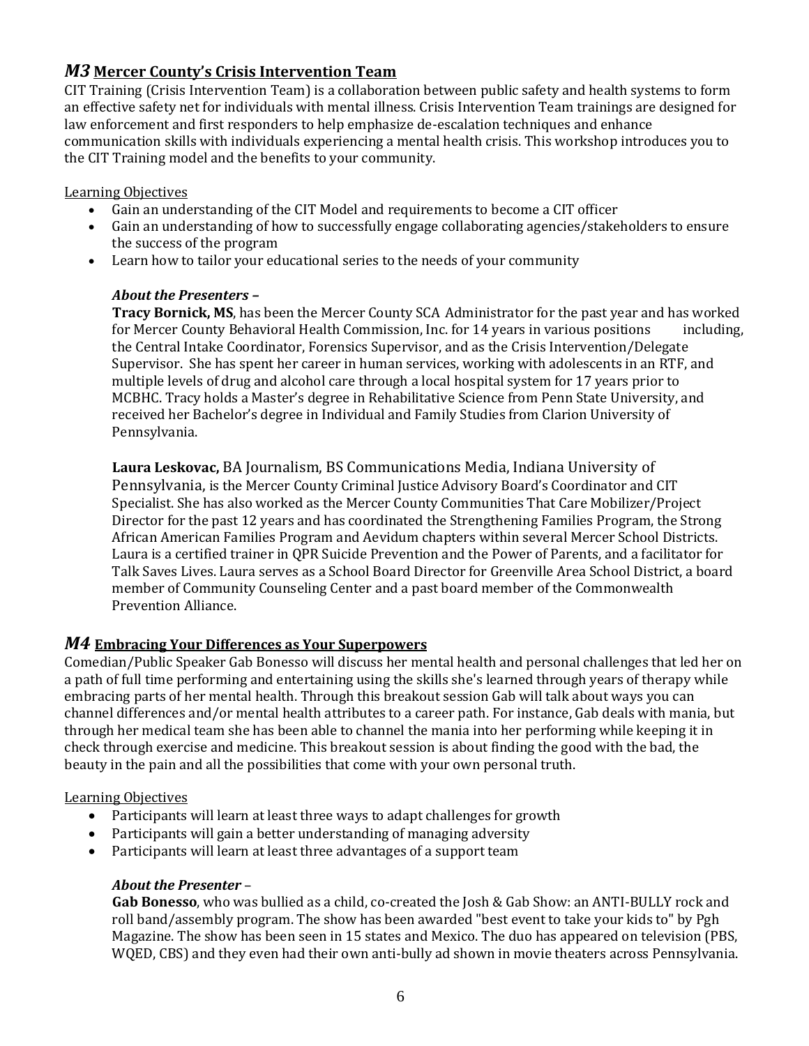## *M3* Mercer County's Crisis Intervention Team

CIT Training (Crisis Intervention Team) is a collaboration between public safety and health systems to form an effective safety net for individuals with mental illness. Crisis Intervention Team trainings are designed for law enforcement and first responders to help emphasize de-escalation techniques and enhance communication skills with individuals experiencing a mental health crisis. This workshop introduces you to the CIT Training model and the benefits to your community.

Learning Objectives

- Gain an understanding of the CIT Model and requirements to become a CIT officer
- Gain an understanding of how to successfully engage collaborating agencies/stakeholders to ensure the success of the program
- Learn how to tailor your educational series to the needs of your community

***About the Presenters –***

**Tracy Bornick, MS**, has been the Mercer County SCA Administrator for the past year and has worked for Mercer County Behavioral Health Commission, Inc. for 14 years in various positions including, the Central Intake Coordinator, Forensics Supervisor, and as the Crisis Intervention/Delegate Supervisor. She has spent her career in human services, working with adolescents in an RTF, and multiple levels of drug and alcohol care through a local hospital system for 17 years prior to MCBHC. Tracy holds a Master's degree in Rehabilitative Science from Penn State University, and received her Bachelor's degree in Individual and Family Studies from Clarion University of Pennsylvania.

**Laura Leskovac,** BA Journalism, BS Communications Media, Indiana University of Pennsylvania, is the Mercer County Criminal Justice Advisory Board's Coordinator and CIT Specialist. She has also worked as the Mercer County Communities That Care Mobilizer/Project Director for the past 12 years and has coordinated the Strengthening Families Program, the Strong African American Families Program and Aevidum chapters within several Mercer School Districts. Laura is a certified trainer in QPR Suicide Prevention and the Power of Parents, and a facilitator for Talk Saves Lives. Laura serves as a School Board Director for Greenville Area School District, a board member of Community Counseling Center and a past board member of the Commonwealth Prevention Alliance.

## *M4* Embracing Your Differences as Your Superpowers

Comedian/Public Speaker Gab Bonesso will discuss her mental health and personal challenges that led her on a path of full time performing and entertaining using the skills she's learned through years of therapy while embracing parts of her mental health. Through this breakout session Gab will talk about ways you can channel differences and/or mental health attributes to a career path. For instance, Gab deals with mania, but through her medical team she has been able to channel the mania into her performing while keeping it in check through exercise and medicine. This breakout session is about finding the good with the bad, the beauty in the pain and all the possibilities that come with your own personal truth.

Learning Objectives

- Participants will learn at least three ways to adapt challenges for growth
- Participants will gain a better understanding of managing adversity
- Participants will learn at least three advantages of a support team

***About the Presenter* –**

**Gab Bonesso**, who was bullied as a child, co-created the Josh & Gab Show: an ANTI-BULLY rock and roll band/assembly program. The show has been awarded "best event to take your kids to" by Pgh Magazine. The show has been seen in 15 states and Mexico. The duo has appeared on television (PBS, WQED, CBS) and they even had their own anti-bully ad shown in movie theaters across Pennsylvania.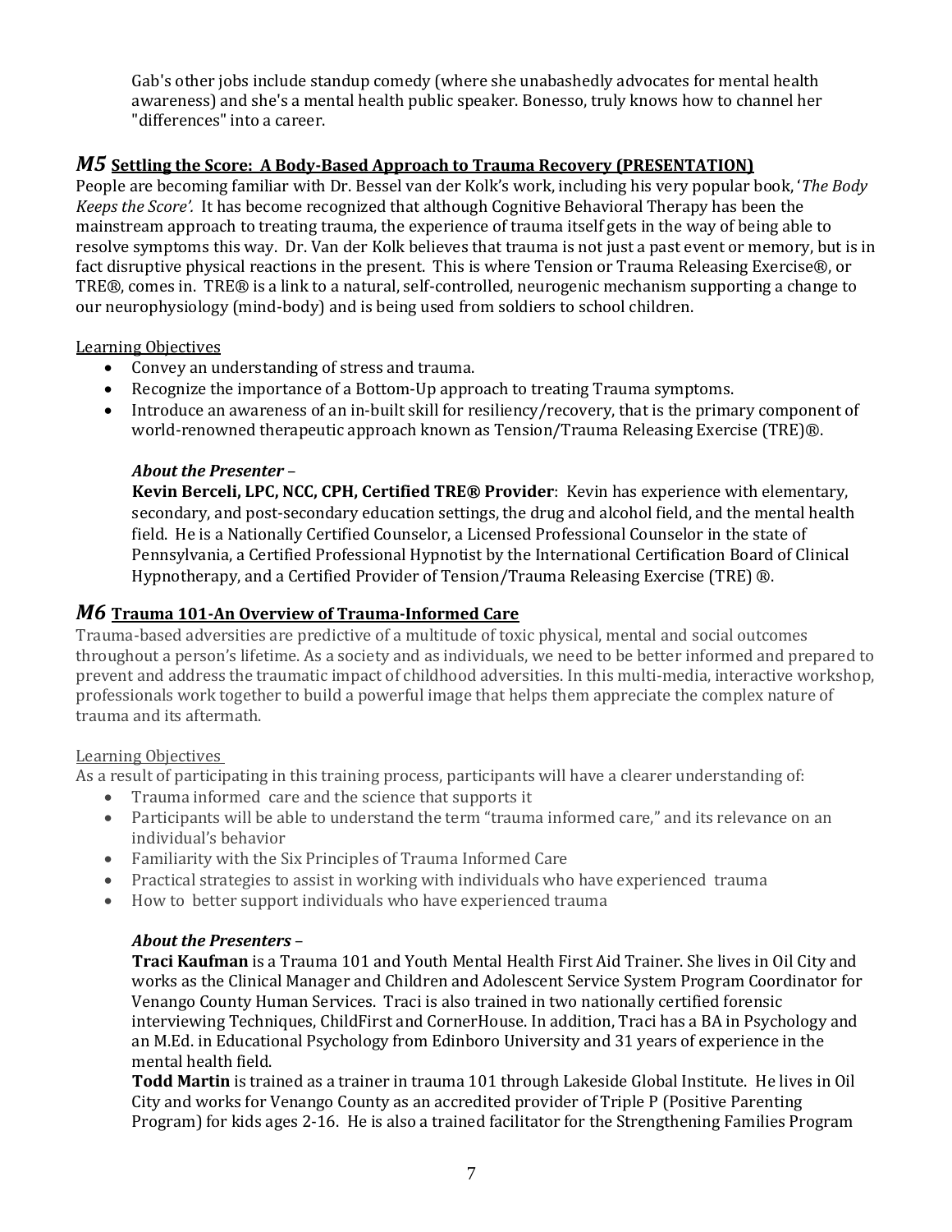Gab's other jobs include standup comedy (where she unabashedly advocates for mental health awareness) and she's a mental health public speaker. Bonesso, truly knows how to channel her "differences" into a career.

## *M5* Settling the Score: A Body-Based Approach to Trauma Recovery (PRESENTATION)

People are becoming familiar with Dr. Bessel van der Kolk's work, including his very popular book, '*The Body Keeps the Score'*. It has become recognized that although Cognitive Behavioral Therapy has been the mainstream approach to treating trauma, the experience of trauma itself gets in the way of being able to resolve symptoms this way. Dr. Van der Kolk believes that trauma is not just a past event or memory, but is in fact disruptive physical reactions in the present. This is where Tension or Trauma Releasing Exercise®, or TRE®, comes in. TRE® is a link to a natural, self-controlled, neurogenic mechanism supporting a change to our neurophysiology (mind-body) and is being used from soldiers to school children.

Learning Objectives

- Convey an understanding of stress and trauma.
- Recognize the importance of a Bottom-Up approach to treating Trauma symptoms.
- Introduce an awareness of an in-built skill for resiliency/recovery, that is the primary component of world-renowned therapeutic approach known as Tension/Trauma Releasing Exercise (TRE)®.

*About the Presenter* –

**Kevin Berceli, LPC, NCC, CPH, Certified TRE® Provider**: Kevin has experience with elementary, secondary, and post-secondary education settings, the drug and alcohol field, and the mental health field. He is a Nationally Certified Counselor, a Licensed Professional Counselor in the state of Pennsylvania, a Certified Professional Hypnotist by the International Certification Board of Clinical Hypnotherapy, and a Certified Provider of Tension/Trauma Releasing Exercise (TRE) ®.

## *M6* Trauma 101-An Overview of Trauma-Informed Care

Trauma-based adversities are predictive of a multitude of toxic physical, mental and social outcomes throughout a person's lifetime. As a society and as individuals, we need to be better informed and prepared to prevent and address the traumatic impact of childhood adversities. In this multi-media, interactive workshop, professionals work together to build a powerful image that helps them appreciate the complex nature of trauma and its aftermath.

Learning Objectives

As a result of participating in this training process, participants will have a clearer understanding of:

- Trauma informed care and the science that supports it
- Participants will be able to understand the term "trauma informed care," and its relevance on an individual's behavior
- Familiarity with the Six Principles of Trauma Informed Care
- Practical strategies to assist in working with individuals who have experienced trauma
- How to better support individuals who have experienced trauma

*About the Presenters* –

**Traci Kaufman** is a Trauma 101 and Youth Mental Health First Aid Trainer. She lives in Oil City and works as the Clinical Manager and Children and Adolescent Service System Program Coordinator for Venango County Human Services. Traci is also trained in two nationally certified forensic interviewing Techniques, ChildFirst and CornerHouse. In addition, Traci has a BA in Psychology and an M.Ed. in Educational Psychology from Edinboro University and 31 years of experience in the mental health field.

**Todd Martin** is trained as a trainer in trauma 101 through Lakeside Global Institute. He lives in Oil City and works for Venango County as an accredited provider of Triple P (Positive Parenting Program) for kids ages 2-16. He is also a trained facilitator for the Strengthening Families Program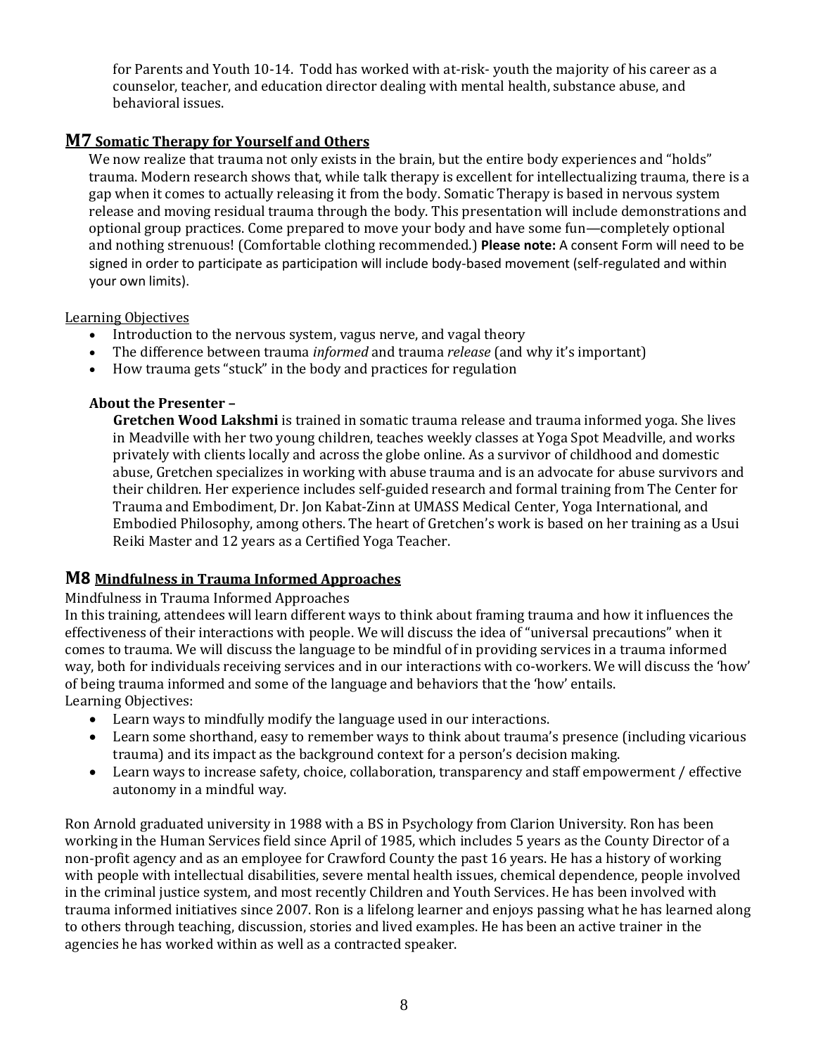for Parents and Youth 10-14. Todd has worked with at-risk- youth the majority of his career as a counselor, teacher, and education director dealing with mental health, substance abuse, and behavioral issues.

## M7 Somatic Therapy for Yourself and Others

We now realize that trauma not only exists in the brain, but the entire body experiences and "holds" trauma. Modern research shows that, while talk therapy is excellent for intellectualizing trauma, there is a gap when it comes to actually releasing it from the body. Somatic Therapy is based in nervous system release and moving residual trauma through the body. This presentation will include demonstrations and optional group practices. Come prepared to move your body and have some fun—completely optional and nothing strenuous! (Comfortable clothing recommended.) **Please note:** A consent Form will need to be signed in order to participate as participation will include body-based movement (self-regulated and within your own limits).

Learning Objectives

- Introduction to the nervous system, vagus nerve, and vagal theory
- The difference between trauma *informed* and trauma *release* (and why it's important)
- How trauma gets "stuck" in the body and practices for regulation

**About the Presenter –**

**Gretchen Wood Lakshmi** is trained in somatic trauma release and trauma informed yoga. She lives in Meadville with her two young children, teaches weekly classes at Yoga Spot Meadville, and works privately with clients locally and across the globe online. As a survivor of childhood and domestic abuse, Gretchen specializes in working with abuse trauma and is an advocate for abuse survivors and their children. Her experience includes self-guided research and formal training from The Center for Trauma and Embodiment, Dr. Jon Kabat-Zinn at UMASS Medical Center, Yoga International, and Embodied Philosophy, among others. The heart of Gretchen's work is based on her training as a Usui Reiki Master and 12 years as a Certified Yoga Teacher.

## M8 Mindfulness in Trauma Informed Approaches

Mindfulness in Trauma Informed Approaches

In this training, attendees will learn different ways to think about framing trauma and how it influences the effectiveness of their interactions with people. We will discuss the idea of "universal precautions" when it comes to trauma. We will discuss the language to be mindful of in providing services in a trauma informed way, both for individuals receiving services and in our interactions with co-workers. We will discuss the 'how' of being trauma informed and some of the language and behaviors that the 'how' entails.

Learning Objectives:

- Learn ways to mindfully modify the language used in our interactions.
- Learn some shorthand, easy to remember ways to think about trauma's presence (including vicarious trauma) and its impact as the background context for a person's decision making.
- Learn ways to increase safety, choice, collaboration, transparency and staff empowerment / effective autonomy in a mindful way.

Ron Arnold graduated university in 1988 with a BS in Psychology from Clarion University. Ron has been working in the Human Services field since April of 1985, which includes 5 years as the County Director of a non-profit agency and as an employee for Crawford County the past 16 years. He has a history of working with people with intellectual disabilities, severe mental health issues, chemical dependence, people involved in the criminal justice system, and most recently Children and Youth Services. He has been involved with trauma informed initiatives since 2007. Ron is a lifelong learner and enjoys passing what he has learned along to others through teaching, discussion, stories and lived examples. He has been an active trainer in the agencies he has worked within as well as a contracted speaker.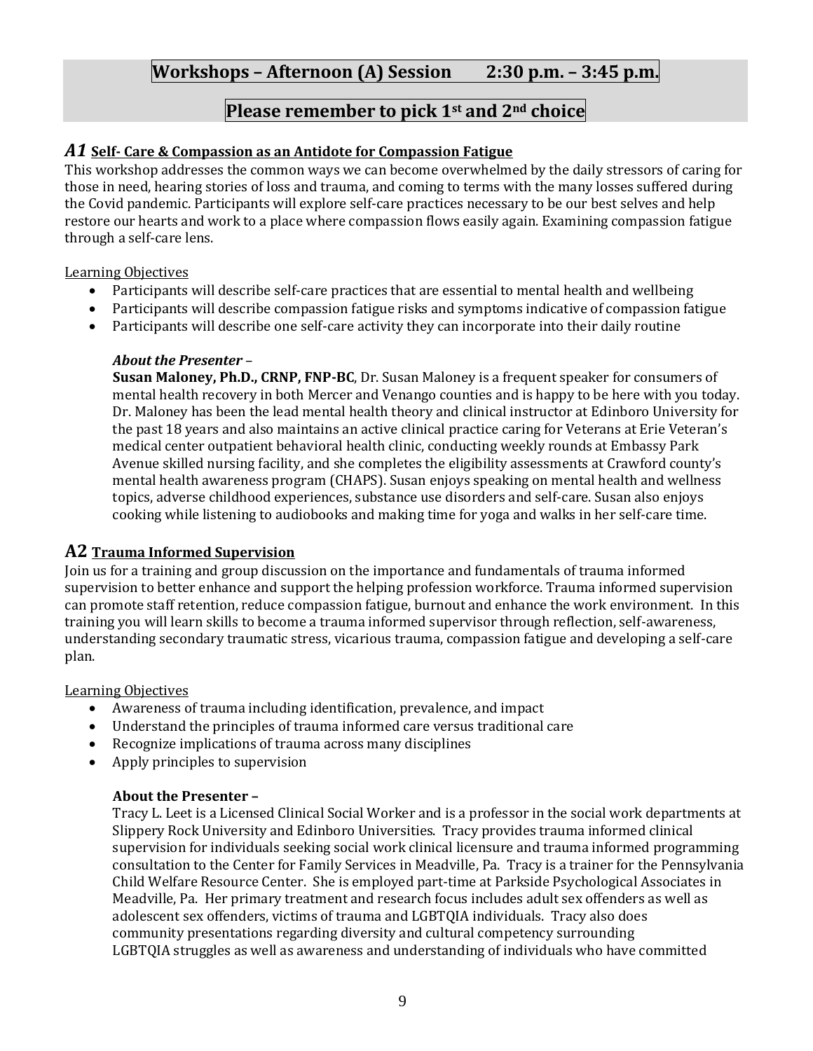## Workshops – Afternoon (A) Session 2:30 p.m. – 3:45 p.m.

## Please remember to pick 1st and 2nd choice

### *A1* Self- Care & Compassion as an Antidote for Compassion Fatigue

This workshop addresses the common ways we can become overwhelmed by the daily stressors of caring for those in need, hearing stories of loss and trauma, and coming to terms with the many losses suffered during the Covid pandemic. Participants will explore self-care practices necessary to be our best selves and help restore our hearts and work to a place where compassion flows easily again. Examining compassion fatigue through a self-care lens.

Learning Objectives

- Participants will describe self-care practices that are essential to mental health and wellbeing
- Participants will describe compassion fatigue risks and symptoms indicative of compassion fatigue
- Participants will describe one self-care activity they can incorporate into their daily routine

***About the Presenter*** –

**Susan Maloney, Ph.D., CRNP, FNP-BC**, Dr. Susan Maloney is a frequent speaker for consumers of mental health recovery in both Mercer and Venango counties and is happy to be here with you today. Dr. Maloney has been the lead mental health theory and clinical instructor at Edinboro University for the past 18 years and also maintains an active clinical practice caring for Veterans at Erie Veteran's medical center outpatient behavioral health clinic, conducting weekly rounds at Embassy Park Avenue skilled nursing facility, and she completes the eligibility assessments at Crawford county's mental health awareness program (CHAPS). Susan enjoys speaking on mental health and wellness topics, adverse childhood experiences, substance use disorders and self-care. Susan also enjoys cooking while listening to audiobooks and making time for yoga and walks in her self-care time.

### A2 Trauma Informed Supervision

Join us for a training and group discussion on the importance and fundamentals of trauma informed supervision to better enhance and support the helping profession workforce. Trauma informed supervision can promote staff retention, reduce compassion fatigue, burnout and enhance the work environment. In this training you will learn skills to become a trauma informed supervisor through reflection, self-awareness, understanding secondary traumatic stress, vicarious trauma, compassion fatigue and developing a self-care plan.

Learning Objectives

- Awareness of trauma including identification, prevalence, and impact
- Understand the principles of trauma informed care versus traditional care
- Recognize implications of trauma across many disciplines
- Apply principles to supervision

**About the Presenter –**

Tracy L. Leet is a Licensed Clinical Social Worker and is a professor in the social work departments at Slippery Rock University and Edinboro Universities. Tracy provides trauma informed clinical supervision for individuals seeking social work clinical licensure and trauma informed programming consultation to the Center for Family Services in Meadville, Pa. Tracy is a trainer for the Pennsylvania Child Welfare Resource Center. She is employed part-time at Parkside Psychological Associates in Meadville, Pa. Her primary treatment and research focus includes adult sex offenders as well as adolescent sex offenders, victims of trauma and LGBTQIA individuals. Tracy also does community presentations regarding diversity and cultural competency surrounding LGBTQIA struggles as well as awareness and understanding of individuals who have committed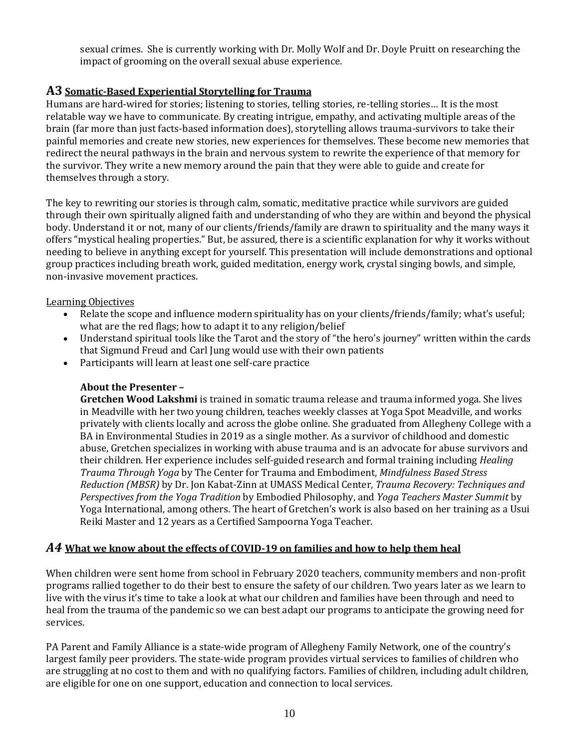sexual crimes. She is currently working with Dr. Molly Wolf and Dr. Doyle Pruitt on researching the impact of grooming on the overall sexual abuse experience.

## A3 Somatic-Based Experiential Storytelling for Trauma

Humans are hard-wired for stories; listening to stories, telling stories, re-telling stories… It is the most relatable way we have to communicate. By creating intrigue, empathy, and activating multiple areas of the brain (far more than just facts-based information does), storytelling allows trauma-survivors to take their painful memories and create new stories, new experiences for themselves. These become new memories that redirect the neural pathways in the brain and nervous system to rewrite the experience of that memory for the survivor. They write a new memory around the pain that they were able to guide and create for themselves through a story.

The key to rewriting our stories is through calm, somatic, meditative practice while survivors are guided through their own spiritually aligned faith and understanding of who they are within and beyond the physical body. Understand it or not, many of our clients/friends/family are drawn to spirituality and the many ways it offers "mystical healing properties." But, be assured, there is a scientific explanation for why it works without needing to believe in anything except for yourself. This presentation will include demonstrations and optional group practices including breath work, guided meditation, energy work, crystal singing bowls, and simple, non-invasive movement practices.

Learning Objectives

- Relate the scope and influence modern spirituality has on your clients/friends/family; what's useful; what are the red flags; how to adapt it to any religion/belief
- Understand spiritual tools like the Tarot and the story of "the hero's journey" written within the cards that Sigmund Freud and Carl Jung would use with their own patients
- Participants will learn at least one self-care practice

**About the Presenter –**

**Gretchen Wood Lakshmi** is trained in somatic trauma release and trauma informed yoga. She lives in Meadville with her two young children, teaches weekly classes at Yoga Spot Meadville, and works privately with clients locally and across the globe online. She graduated from Allegheny College with a BA in Environmental Studies in 2019 as a single mother. As a survivor of childhood and domestic abuse, Gretchen specializes in working with abuse trauma and is an advocate for abuse survivors and their children. Her experience includes self-guided research and formal training including *Healing Trauma Through Yoga* by The Center for Trauma and Embodiment, *Mindfulness Based Stress Reduction (MBSR)* by Dr. Jon Kabat-Zinn at UMASS Medical Center, *Trauma Recovery: Techniques and Perspectives from the Yoga Tradition* by Embodied Philosophy, and *Yoga Teachers Master Summit* by Yoga International, among others. The heart of Gretchen's work is also based on her training as a Usui Reiki Master and 12 years as a Certified Sampoorna Yoga Teacher.

## *A4* What we know about the effects of COVID-19 on families and how to help them heal

When children were sent home from school in February 2020 teachers, community members and non-profit programs rallied together to do their best to ensure the safety of our children. Two years later as we learn to live with the virus it's time to take a look at what our children and families have been through and need to heal from the trauma of the pandemic so we can best adapt our programs to anticipate the growing need for services.

PA Parent and Family Alliance is a state-wide program of Allegheny Family Network, one of the country's largest family peer providers. The state-wide program provides virtual services to families of children who are struggling at no cost to them and with no qualifying factors. Families of children, including adult children, are eligible for one on one support, education and connection to local services.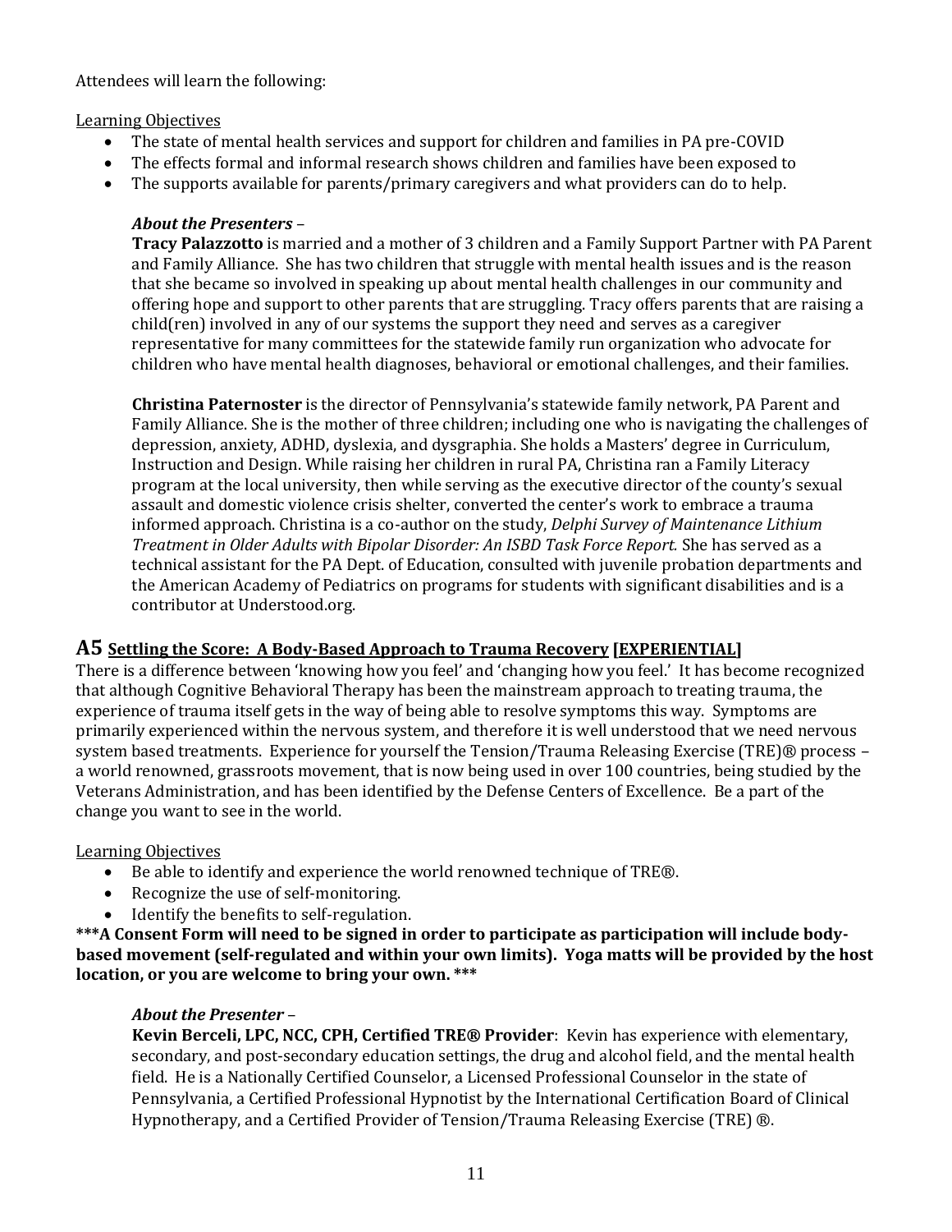Attendees will learn the following:

Learning Objectives

- The state of mental health services and support for children and families in PA pre-COVID
- The effects formal and informal research shows children and families have been exposed to
- The supports available for parents/primary caregivers and what providers can do to help.

*About the Presenters* –

**Tracy Palazzotto** is married and a mother of 3 children and a Family Support Partner with PA Parent and Family Alliance. She has two children that struggle with mental health issues and is the reason that she became so involved in speaking up about mental health challenges in our community and offering hope and support to other parents that are struggling. Tracy offers parents that are raising a child(ren) involved in any of our systems the support they need and serves as a caregiver representative for many committees for the statewide family run organization who advocate for children who have mental health diagnoses, behavioral or emotional challenges, and their families.

**Christina Paternoster** is the director of Pennsylvania's statewide family network, PA Parent and Family Alliance. She is the mother of three children; including one who is navigating the challenges of depression, anxiety, ADHD, dyslexia, and dysgraphia. She holds a Masters' degree in Curriculum, Instruction and Design. While raising her children in rural PA, Christina ran a Family Literacy program at the local university, then while serving as the executive director of the county's sexual assault and domestic violence crisis shelter, converted the center's work to embrace a trauma informed approach. Christina is a co-author on the study, *Delphi Survey of Maintenance Lithium Treatment in Older Adults with Bipolar Disorder: An ISBD Task Force Report.* She has served as a technical assistant for the PA Dept. of Education, consulted with juvenile probation departments and the American Academy of Pediatrics on programs for students with significant disabilities and is a contributor at Understood.org.

## A5 Settling the Score: A Body-Based Approach to Trauma Recovery [EXPERIENTIAL]

There is a difference between 'knowing how you feel' and 'changing how you feel.' It has become recognized that although Cognitive Behavioral Therapy has been the mainstream approach to treating trauma, the experience of trauma itself gets in the way of being able to resolve symptoms this way. Symptoms are primarily experienced within the nervous system, and therefore it is well understood that we need nervous system based treatments. Experience for yourself the Tension/Trauma Releasing Exercise (TRE)® process – a world renowned, grassroots movement, that is now being used in over 100 countries, being studied by the Veterans Administration, and has been identified by the Defense Centers of Excellence. Be a part of the change you want to see in the world.

Learning Objectives

- Be able to identify and experience the world renowned technique of TRE®.
- Recognize the use of self-monitoring.
- Identify the benefits to self-regulation.

**\*\*\*A Consent Form will need to be signed in order to participate as participation will include body-based movement (self-regulated and within your own limits). Yoga matts will be provided by the host location, or you are welcome to bring your own. \*\*\***

*About the Presenter* –

**Kevin Berceli, LPC, NCC, CPH, Certified TRE® Provider**: Kevin has experience with elementary, secondary, and post-secondary education settings, the drug and alcohol field, and the mental health field. He is a Nationally Certified Counselor, a Licensed Professional Counselor in the state of Pennsylvania, a Certified Professional Hypnotist by the International Certification Board of Clinical Hypnotherapy, and a Certified Provider of Tension/Trauma Releasing Exercise (TRE) ®.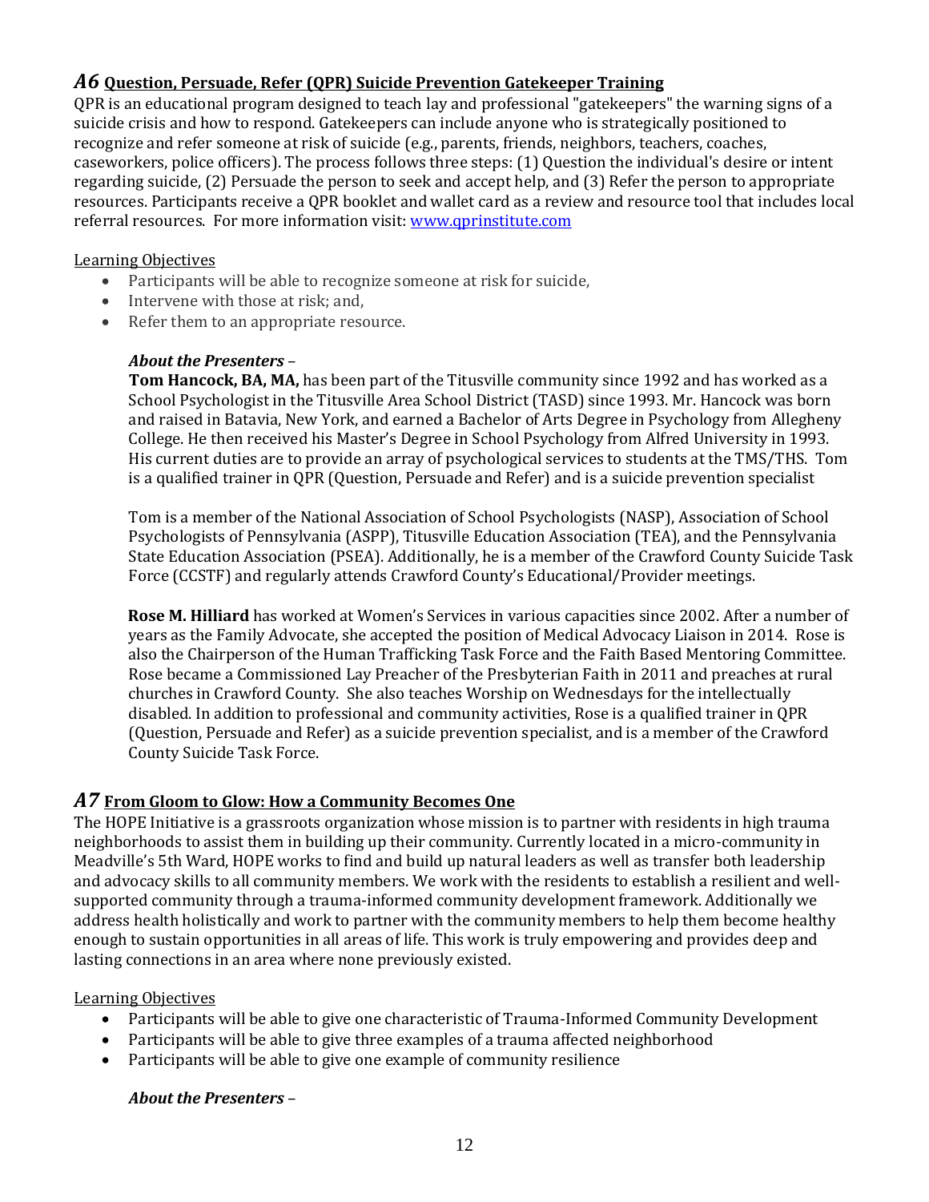## *A6* Question, Persuade, Refer (QPR) Suicide Prevention Gatekeeper Training

QPR is an educational program designed to teach lay and professional "gatekeepers" the warning signs of a suicide crisis and how to respond. Gatekeepers can include anyone who is strategically positioned to recognize and refer someone at risk of suicide (e.g., parents, friends, neighbors, teachers, coaches, caseworkers, police officers). The process follows three steps: (1) Question the individual's desire or intent regarding suicide, (2) Persuade the person to seek and accept help, and (3) Refer the person to appropriate resources. Participants receive a QPR booklet and wallet card as a review and resource tool that includes local referral resources. For more information visit: [www.qprinstitute.com](www.qprinstitute.com)

Learning Objectives

- Participants will be able to recognize someone at risk for suicide,
- Intervene with those at risk; and,
- Refer them to an appropriate resource.

***About the Presenters*** –

**Tom Hancock, BA, MA,** has been part of the Titusville community since 1992 and has worked as a School Psychologist in the Titusville Area School District (TASD) since 1993. Mr. Hancock was born and raised in Batavia, New York, and earned a Bachelor of Arts Degree in Psychology from Allegheny College. He then received his Master's Degree in School Psychology from Alfred University in 1993. His current duties are to provide an array of psychological services to students at the TMS/THS. Tom is a qualified trainer in QPR (Question, Persuade and Refer) and is a suicide prevention specialist

Tom is a member of the National Association of School Psychologists (NASP), Association of School Psychologists of Pennsylvania (ASPP), Titusville Education Association (TEA), and the Pennsylvania State Education Association (PSEA). Additionally, he is a member of the Crawford County Suicide Task Force (CCSTF) and regularly attends Crawford County's Educational/Provider meetings.

**Rose M. Hilliard** has worked at Women's Services in various capacities since 2002. After a number of years as the Family Advocate, she accepted the position of Medical Advocacy Liaison in 2014. Rose is also the Chairperson of the Human Trafficking Task Force and the Faith Based Mentoring Committee. Rose became a Commissioned Lay Preacher of the Presbyterian Faith in 2011 and preaches at rural churches in Crawford County. She also teaches Worship on Wednesdays for the intellectually disabled. In addition to professional and community activities, Rose is a qualified trainer in QPR (Question, Persuade and Refer) as a suicide prevention specialist, and is a member of the Crawford County Suicide Task Force.

## *A7* From Gloom to Glow: How a Community Becomes One

The HOPE Initiative is a grassroots organization whose mission is to partner with residents in high trauma neighborhoods to assist them in building up their community. Currently located in a micro-community in Meadville's 5th Ward, HOPE works to find and build up natural leaders as well as transfer both leadership and advocacy skills to all community members. We work with the residents to establish a resilient and well-supported community through a trauma-informed community development framework. Additionally we address health holistically and work to partner with the community members to help them become healthy enough to sustain opportunities in all areas of life. This work is truly empowering and provides deep and lasting connections in an area where none previously existed.

Learning Objectives

- Participants will be able to give one characteristic of Trauma-Informed Community Development
- Participants will be able to give three examples of a trauma affected neighborhood
- Participants will be able to give one example of community resilience

***About the Presenters*** –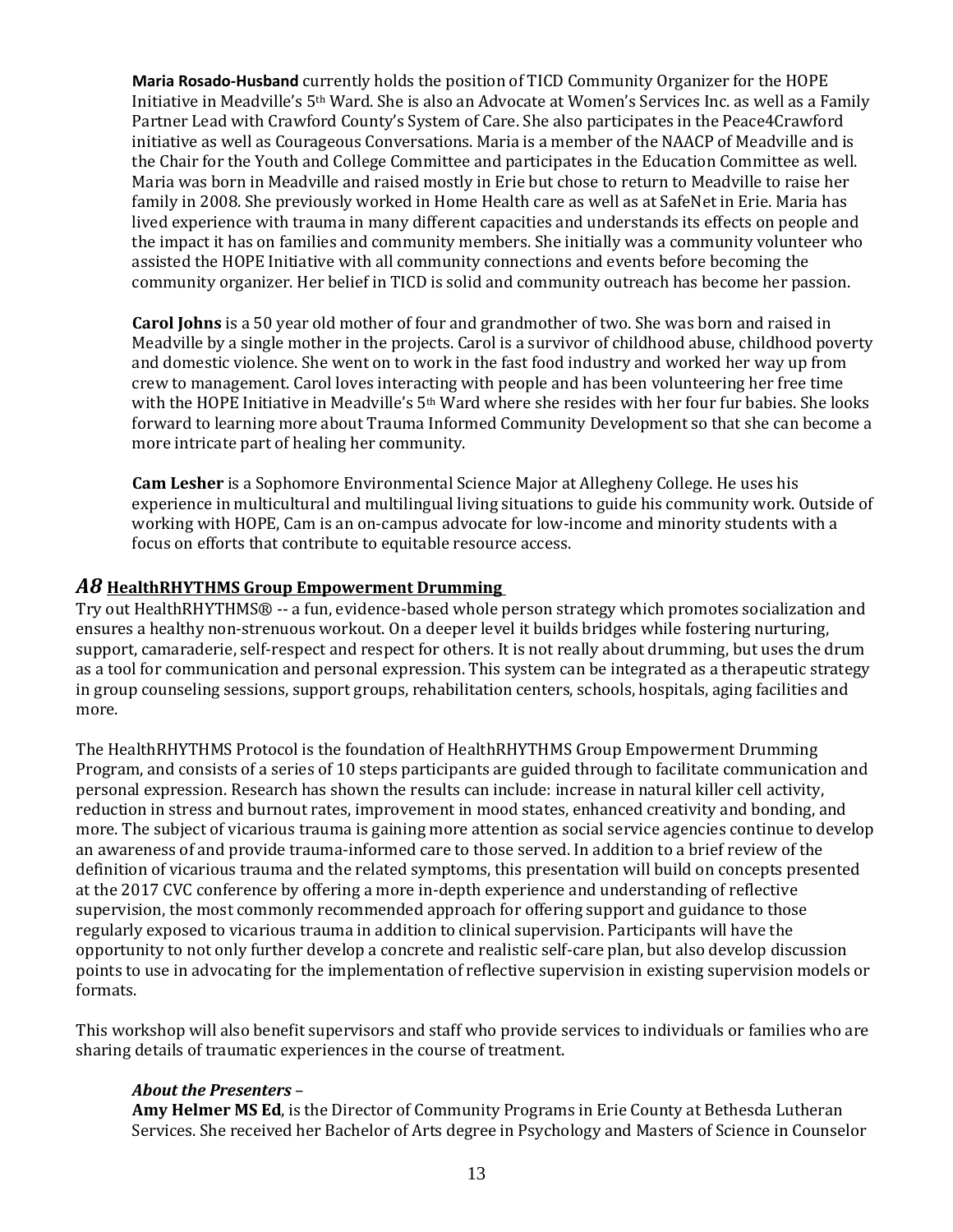**Maria Rosado-Husband** currently holds the position of TICD Community Organizer for the HOPE Initiative in Meadville's 5th Ward. She is also an Advocate at Women's Services Inc. as well as a Family Partner Lead with Crawford County's System of Care. She also participates in the Peace4Crawford initiative as well as Courageous Conversations. Maria is a member of the NAACP of Meadville and is the Chair for the Youth and College Committee and participates in the Education Committee as well. Maria was born in Meadville and raised mostly in Erie but chose to return to Meadville to raise her family in 2008. She previously worked in Home Health care as well as at SafeNet in Erie. Maria has lived experience with trauma in many different capacities and understands its effects on people and the impact it has on families and community members. She initially was a community volunteer who assisted the HOPE Initiative with all community connections and events before becoming the community organizer. Her belief in TICD is solid and community outreach has become her passion.

**Carol Johns** is a 50 year old mother of four and grandmother of two. She was born and raised in Meadville by a single mother in the projects. Carol is a survivor of childhood abuse, childhood poverty and domestic violence. She went on to work in the fast food industry and worked her way up from crew to management. Carol loves interacting with people and has been volunteering her free time with the HOPE Initiative in Meadville's 5th Ward where she resides with her four fur babies. She looks forward to learning more about Trauma Informed Community Development so that she can become a more intricate part of healing her community.

**Cam Lesher** is a Sophomore Environmental Science Major at Allegheny College. He uses his experience in multicultural and multilingual living situations to guide his community work. Outside of working with HOPE, Cam is an on-campus advocate for low-income and minority students with a focus on efforts that contribute to equitable resource access.

## *A8* HealthRHYTHMS Group Empowerment Drumming

Try out HealthRHYTHMS® -- a fun, evidence-based whole person strategy which promotes socialization and ensures a healthy non-strenuous workout. On a deeper level it builds bridges while fostering nurturing, support, camaraderie, self-respect and respect for others. It is not really about drumming, but uses the drum as a tool for communication and personal expression. This system can be integrated as a therapeutic strategy in group counseling sessions, support groups, rehabilitation centers, schools, hospitals, aging facilities and more.

The HealthRHYTHMS Protocol is the foundation of HealthRHYTHMS Group Empowerment Drumming Program, and consists of a series of 10 steps participants are guided through to facilitate communication and personal expression. Research has shown the results can include: increase in natural killer cell activity, reduction in stress and burnout rates, improvement in mood states, enhanced creativity and bonding, and more. The subject of vicarious trauma is gaining more attention as social service agencies continue to develop an awareness of and provide trauma-informed care to those served. In addition to a brief review of the definition of vicarious trauma and the related symptoms, this presentation will build on concepts presented at the 2017 CVC conference by offering a more in-depth experience and understanding of reflective supervision, the most commonly recommended approach for offering support and guidance to those regularly exposed to vicarious trauma in addition to clinical supervision. Participants will have the opportunity to not only further develop a concrete and realistic self-care plan, but also develop discussion points to use in advocating for the implementation of reflective supervision in existing supervision models or formats.

This workshop will also benefit supervisors and staff who provide services to individuals or families who are sharing details of traumatic experiences in the course of treatment.

***About the Presenters*** –

**Amy Helmer MS Ed**, is the Director of Community Programs in Erie County at Bethesda Lutheran Services. She received her Bachelor of Arts degree in Psychology and Masters of Science in Counselor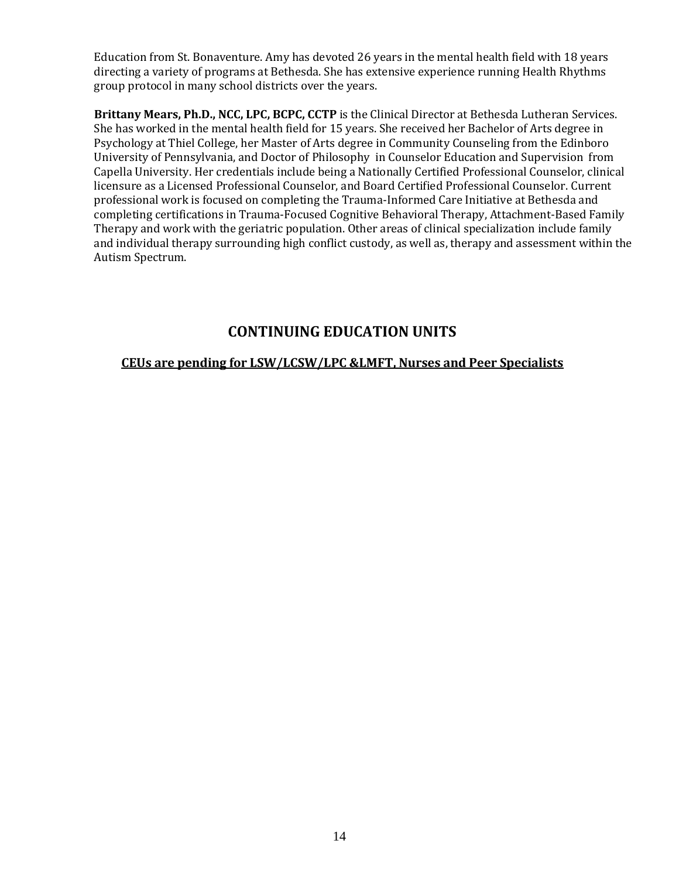Education from St. Bonaventure. Amy has devoted 26 years in the mental health field with 18 years directing a variety of programs at Bethesda. She has extensive experience running Health Rhythms group protocol in many school districts over the years.

**Brittany Mears, Ph.D., NCC, LPC, BCPC, CCTP** is the Clinical Director at Bethesda Lutheran Services. She has worked in the mental health field for 15 years. She received her Bachelor of Arts degree in Psychology at Thiel College, her Master of Arts degree in Community Counseling from the Edinboro University of Pennsylvania, and Doctor of Philosophy in Counselor Education and Supervision from Capella University. Her credentials include being a Nationally Certified Professional Counselor, clinical licensure as a Licensed Professional Counselor, and Board Certified Professional Counselor. Current professional work is focused on completing the Trauma-Informed Care Initiative at Bethesda and completing certifications in Trauma-Focused Cognitive Behavioral Therapy, Attachment-Based Family Therapy and work with the geriatric population. Other areas of clinical specialization include family and individual therapy surrounding high conflict custody, as well as, therapy and assessment within the Autism Spectrum.

## CONTINUING EDUCATION UNITS

**CEUs are pending for LSW/LCSW/LPC &LMFT, Nurses and Peer Specialists**